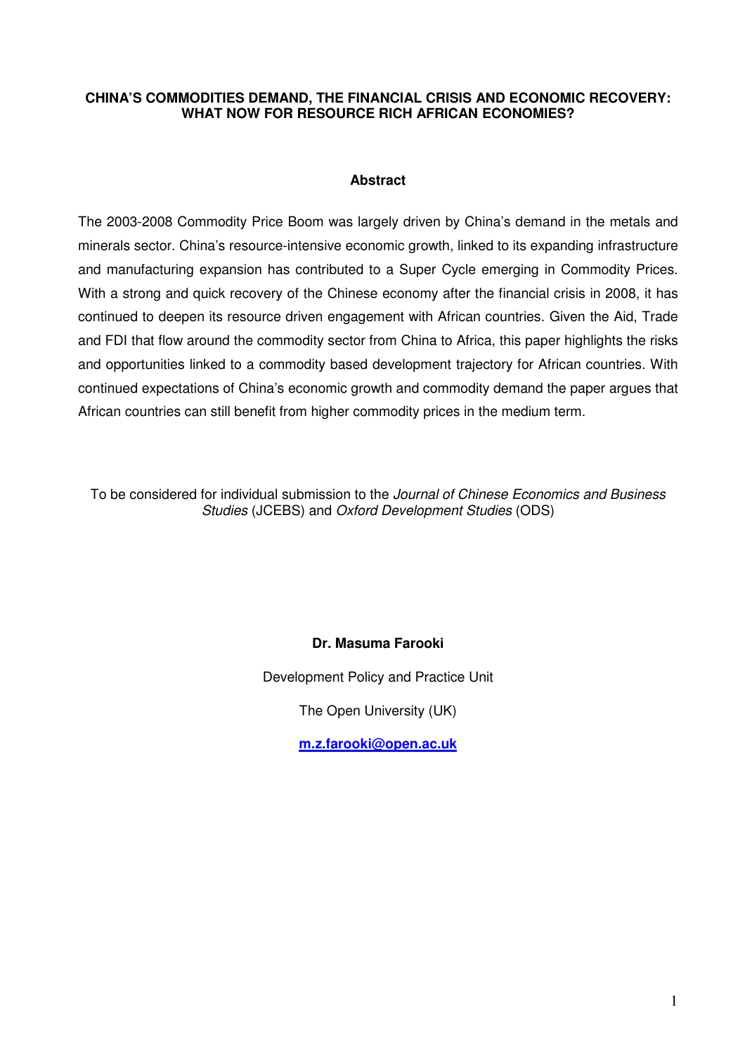# CHINA'S COMMODITIES DEMAND, THE FINANCIAL CRISIS AND ECONOMIC RECOVERY: WHAT NOW FOR RESOURCE RICH AFRICAN ECONOMIES?

## Abstract

The 2003-2008 Commodity Price Boom was largely driven by China's demand in the metals and minerals sector. China's resource-intensive economic growth, linked to its expanding infrastructure and manufacturing expansion has contributed to a Super Cycle emerging in Commodity Prices. With a strong and quick recovery of the Chinese economy after the financial crisis in 2008, it has continued to deepen its resource driven engagement with African countries. Given the Aid, Trade and FDI that flow around the commodity sector from China to Africa, this paper highlights the risks and opportunities linked to a commodity based development trajectory for African countries. With continued expectations of China's economic growth and commodity demand the paper argues that African countries can still benefit from higher commodity prices in the medium term.

To be considered for individual submission to the *Journal of Chinese Economics and Business Studies* (JCEBS) and *Oxford Development Studies* (ODS)

**Dr. Masuma Farooki**

Development Policy and Practice Unit

The Open University (UK)

**m.z.farooki@open.ac.uk**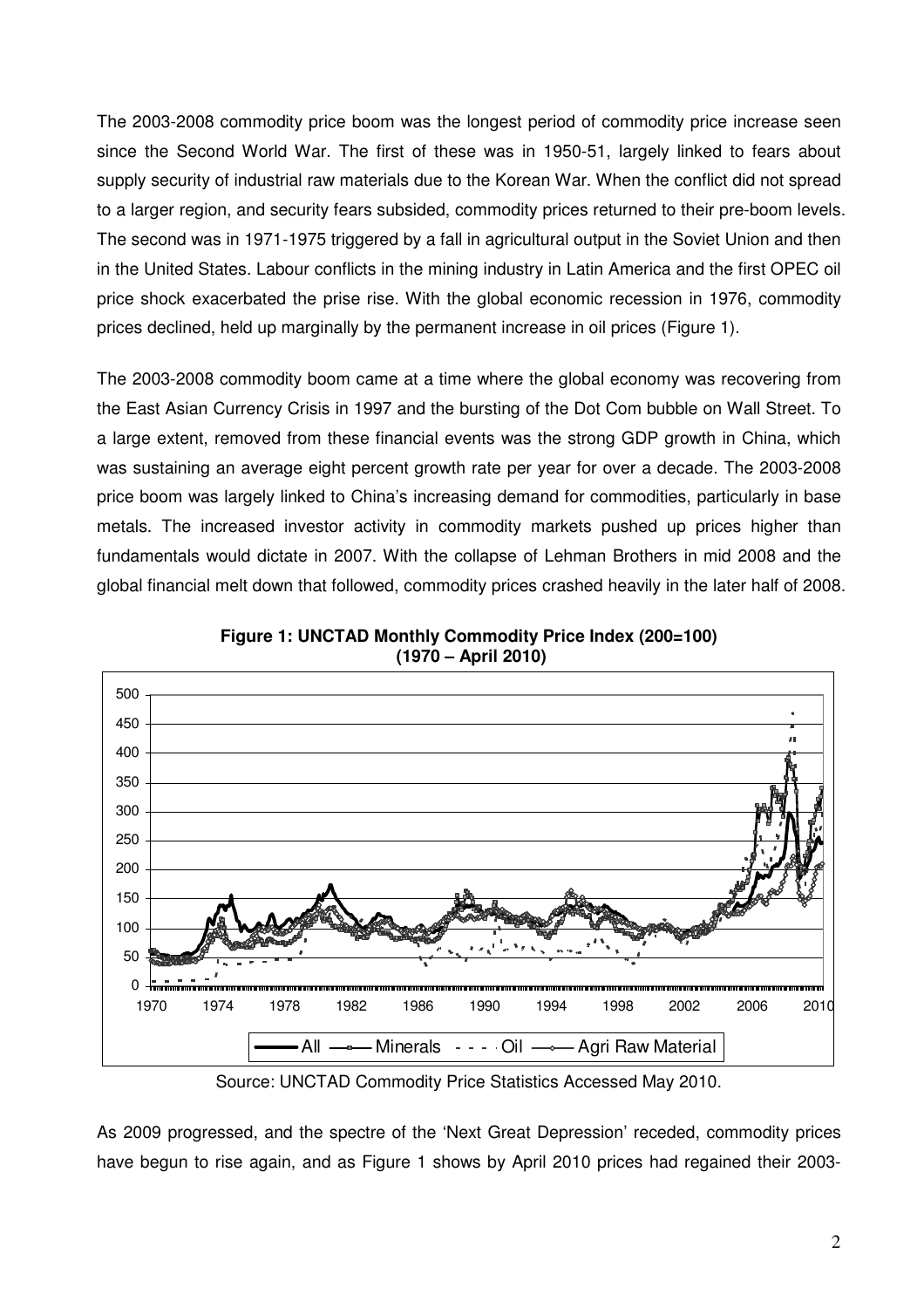The 2003-2008 commodity price boom was the longest period of commodity price increase seen since the Second World War. The first of these was in 1950-51, largely linked to fears about supply security of industrial raw materials due to the Korean War. When the conflict did not spread to a larger region, and security fears subsided, commodity prices returned to their pre-boom levels. The second was in 1971-1975 triggered by a fall in agricultural output in the Soviet Union and then in the United States. Labour conflicts in the mining industry in Latin America and the first OPEC oil price shock exacerbated the prise rise. With the global economic recession in 1976, commodity prices declined, held up marginally by the permanent increase in oil prices (Figure 1).

The 2003-2008 commodity boom came at a time where the global economy was recovering from the East Asian Currency Crisis in 1997 and the bursting of the Dot Com bubble on Wall Street. To a large extent, removed from these financial events was the strong GDP growth in China, which was sustaining an average eight percent growth rate per year for over a decade. The 2003-2008 price boom was largely linked to China's increasing demand for commodities, particularly in base metals. The increased investor activity in commodity markets pushed up prices higher than fundamentals would dictate in 2007. With the collapse of Lehman Brothers in mid 2008 and the global financial melt down that followed, commodity prices crashed heavily in the later half of 2008.

**Figure 1: UNCTAD Monthly Commodity Price Index (200=100)**
**(1970 – April 2010)**

Source: UNCTAD Commodity Price Statistics Accessed May 2010.

As 2009 progressed, and the spectre of the 'Next Great Depression' receded, commodity prices have begun to rise again, and as Figure 1 shows by April 2010 prices had regained their 2003-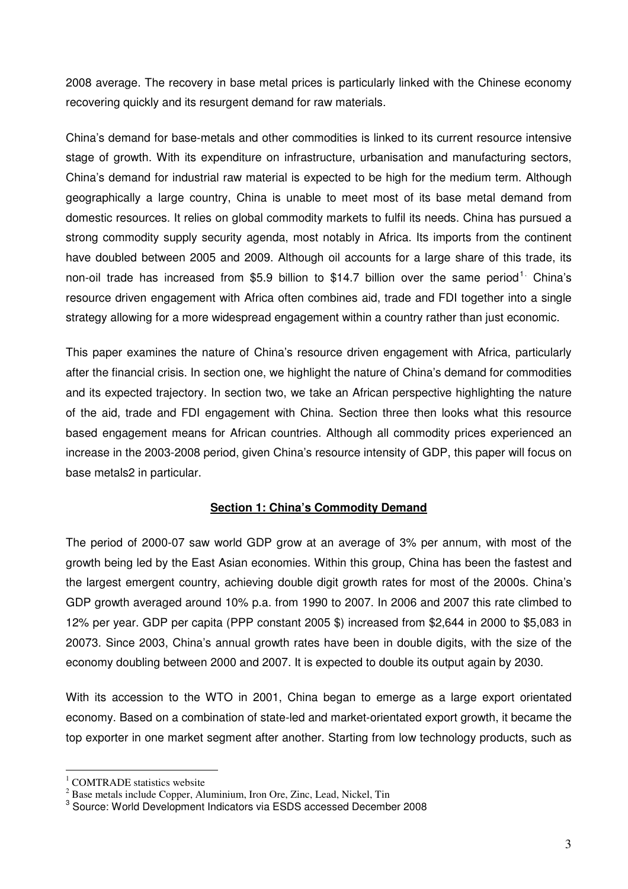2008 average. The recovery in base metal prices is particularly linked with the Chinese economy recovering quickly and its resurgent demand for raw materials.

China's demand for base-metals and other commodities is linked to its current resource intensive stage of growth. With its expenditure on infrastructure, urbanisation and manufacturing sectors, China's demand for industrial raw material is expected to be high for the medium term. Although geographically a large country, China is unable to meet most of its base metal demand from domestic resources. It relies on global commodity markets to fulfil its needs. China has pursued a strong commodity supply security agenda, most notably in Africa. Its imports from the continent have doubled between 2005 and 2009. Although oil accounts for a large share of this trade, its non-oil trade has increased from $5.9 billion to $14.7 billion over the same period[1]. China's resource driven engagement with Africa often combines aid, trade and FDI together into a single strategy allowing for a more widespread engagement within a country rather than just economic.

This paper examines the nature of China's resource driven engagement with Africa, particularly after the financial crisis. In section one, we highlight the nature of China's demand for commodities and its expected trajectory. In section two, we take an African perspective highlighting the nature of the aid, trade and FDI engagement with China. Section three then looks what this resource based engagement means for African countries. Although all commodity prices experienced an increase in the 2003-2008 period, given China's resource intensity of GDP, this paper will focus on base metals[2] in particular.

## Section 1: China's Commodity Demand

The period of 2000-07 saw world GDP grow at an average of 3% per annum, with most of the growth being led by the East Asian economies. Within this group, China has been the fastest and the largest emergent country, achieving double digit growth rates for most of the 2000s. China's GDP growth averaged around 10% p.a. from 1990 to 2007. In 2006 and 2007 this rate climbed to 12% per year. GDP per capita (PPP constant 2005 $) increased from $2,644 in 2000 to $5,083 in 2007[3]. Since 2003, China's annual growth rates have been in double digits, with the size of the economy doubling between 2000 and 2007. It is expected to double its output again by 2030.

With its accession to the WTO in 2001, China began to emerge as a large export orientated economy. Based on a combination of state-led and market-orientated export growth, it became the top exporter in one market segment after another. Starting from low technology products, such as

---

[1] COMTRADE statistics website

[2] Base metals include Copper, Aluminium, Iron Ore, Zinc, Lead, Nickel, Tin

[3] Source: World Development Indicators via ESDS accessed December 2008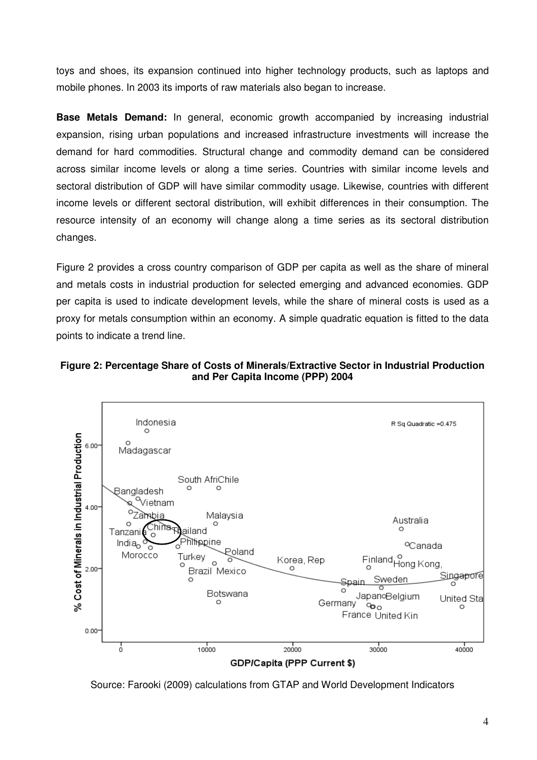toys and shoes, its expansion continued into higher technology products, such as laptops and mobile phones. In 2003 its imports of raw materials also began to increase.

**Base Metals Demand:** In general, economic growth accompanied by increasing industrial expansion, rising urban populations and increased infrastructure investments will increase the demand for hard commodities. Structural change and commodity demand can be considered across similar income levels or along a time series. Countries with similar income levels and sectoral distribution of GDP will have similar commodity usage. Likewise, countries with different income levels or different sectoral distribution, will exhibit differences in their consumption. The resource intensity of an economy will change along a time series as its sectoral distribution changes.

Figure 2 provides a cross country comparison of GDP per capita as well as the share of mineral and metals costs in industrial production for selected emerging and advanced economies. GDP per capita is used to indicate development levels, while the share of mineral costs is used as a proxy for metals consumption within an economy. A simple quadratic equation is fitted to the data points to indicate a trend line.

**Figure 2: Percentage Share of Costs of Minerals/Extractive Sector in Industrial Production and Per Capita Income (PPP) 2004**

Source: Farooki (2009) calculations from GTAP and World Development Indicators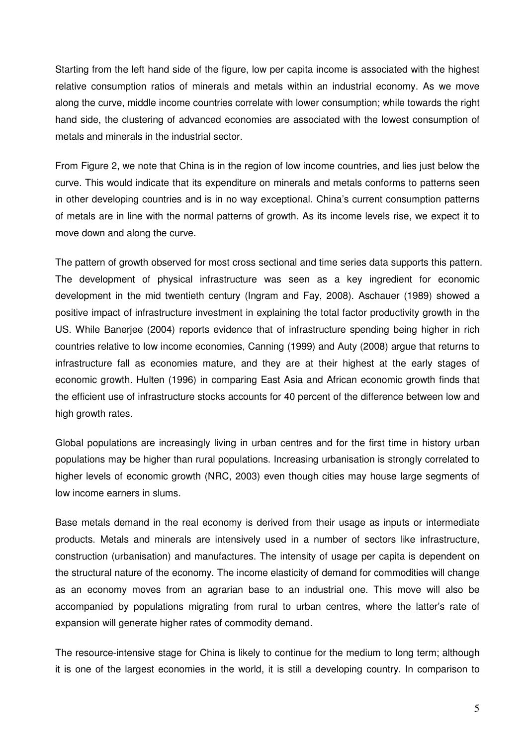Starting from the left hand side of the figure, low per capita income is associated with the highest relative consumption ratios of minerals and metals within an industrial economy. As we move along the curve, middle income countries correlate with lower consumption; while towards the right hand side, the clustering of advanced economies are associated with the lowest consumption of metals and minerals in the industrial sector.

From Figure 2, we note that China is in the region of low income countries, and lies just below the curve. This would indicate that its expenditure on minerals and metals conforms to patterns seen in other developing countries and is in no way exceptional. China's current consumption patterns of metals are in line with the normal patterns of growth. As its income levels rise, we expect it to move down and along the curve.

The pattern of growth observed for most cross sectional and time series data supports this pattern. The development of physical infrastructure was seen as a key ingredient for economic development in the mid twentieth century (Ingram and Fay, 2008). Aschauer (1989) showed a positive impact of infrastructure investment in explaining the total factor productivity growth in the US. While Banerjee (2004) reports evidence that of infrastructure spending being higher in rich countries relative to low income economies, Canning (1999) and Auty (2008) argue that returns to infrastructure fall as economies mature, and they are at their highest at the early stages of economic growth. Hulten (1996) in comparing East Asia and African economic growth finds that the efficient use of infrastructure stocks accounts for 40 percent of the difference between low and high growth rates.

Global populations are increasingly living in urban centres and for the first time in history urban populations may be higher than rural populations. Increasing urbanisation is strongly correlated to higher levels of economic growth (NRC, 2003) even though cities may house large segments of low income earners in slums.

Base metals demand in the real economy is derived from their usage as inputs or intermediate products. Metals and minerals are intensively used in a number of sectors like infrastructure, construction (urbanisation) and manufactures. The intensity of usage per capita is dependent on the structural nature of the economy. The income elasticity of demand for commodities will change as an economy moves from an agrarian base to an industrial one. This move will also be accompanied by populations migrating from rural to urban centres, where the latter's rate of expansion will generate higher rates of commodity demand.

The resource-intensive stage for China is likely to continue for the medium to long term; although it is one of the largest economies in the world, it is still a developing country. In comparison to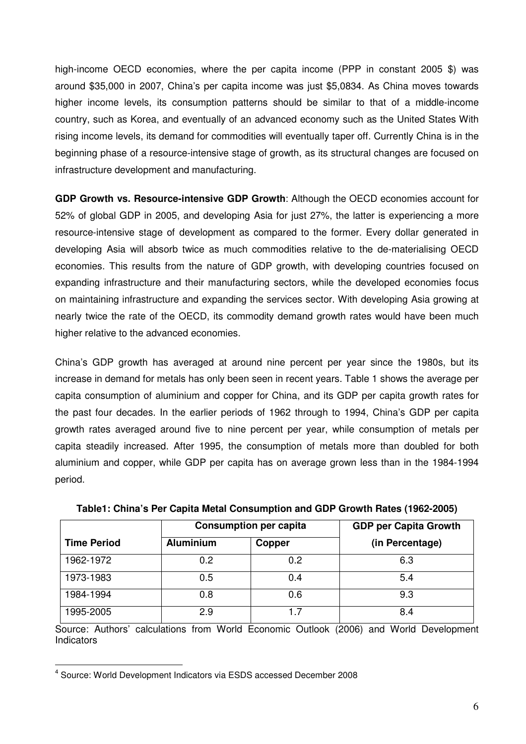high-income OECD economies, where the per capita income (PPP in constant 2005 $) was around $35,000 in 2007, China's per capita income was just $5,083[4]. As China moves towards higher income levels, its consumption patterns should be similar to that of a middle-income country, such as Korea, and eventually of an advanced economy such as the United States With rising income levels, its demand for commodities will eventually taper off. Currently China is in the beginning phase of a resource-intensive stage of growth, as its structural changes are focused on infrastructure development and manufacturing.

**GDP Growth vs. Resource-intensive GDP Growth**: Although the OECD economies account for 52% of global GDP in 2005, and developing Asia for just 27%, the latter is experiencing a more resource-intensive stage of development as compared to the former. Every dollar generated in developing Asia will absorb twice as much commodities relative to the de-materialising OECD economies. This results from the nature of GDP growth, with developing countries focused on expanding infrastructure and their manufacturing sectors, while the developed economies focus on maintaining infrastructure and expanding the services sector. With developing Asia growing at nearly twice the rate of the OECD, its commodity demand growth rates would have been much higher relative to the advanced economies.

China's GDP growth has averaged at around nine percent per year since the 1980s, but its increase in demand for metals has only been seen in recent years. Table 1 shows the average per capita consumption of aluminium and copper for China, and its GDP per capita growth rates for the past four decades. In the earlier periods of 1962 through to 1994, China's GDP per capita growth rates averaged around five to nine percent per year, while consumption of metals per capita steadily increased. After 1995, the consumption of metals more than doubled for both aluminium and copper, while GDP per capita has on average grown less than in the 1984-1994 period.

**Table1: China's Per Capita Metal Consumption and GDP Growth Rates (1962-2005)**

| | Consumption per capita | | GDP per Capita Growth |
|---|---|---|---|
| **Time Period** | **Aluminium** | **Copper** | **(in Percentage)** |
| 1962-1972 | 0.2 | 0.2 | 6.3 |
| 1973-1983 | 0.5 | 0.4 | 5.4 |
| 1984-1994 | 0.8 | 0.6 | 9.3 |
| 1995-2005 | 2.9 | 1.7 | 8.4 |

Source: Authors' calculations from World Economic Outlook (2006) and World Development Indicators

[4] Source: World Development Indicators via ESDS accessed December 2008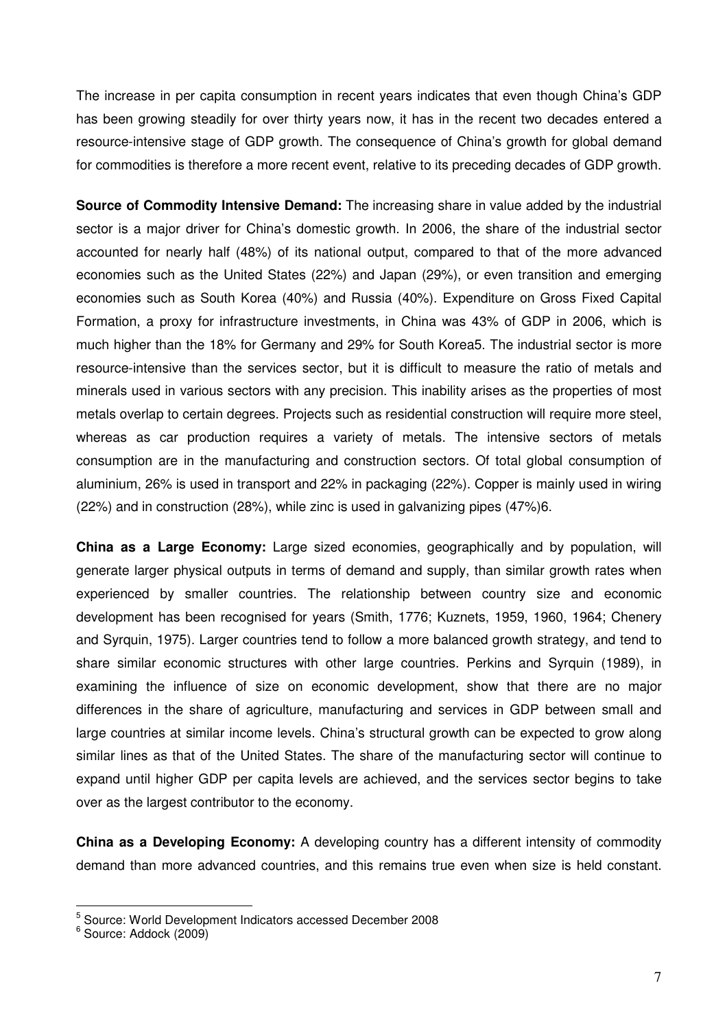The increase in per capita consumption in recent years indicates that even though China's GDP has been growing steadily for over thirty years now, it has in the recent two decades entered a resource-intensive stage of GDP growth. The consequence of China's growth for global demand for commodities is therefore a more recent event, relative to its preceding decades of GDP growth.

**Source of Commodity Intensive Demand:** The increasing share in value added by the industrial sector is a major driver for China's domestic growth. In 2006, the share of the industrial sector accounted for nearly half (48%) of its national output, compared to that of the more advanced economies such as the United States (22%) and Japan (29%), or even transition and emerging economies such as South Korea (40%) and Russia (40%). Expenditure on Gross Fixed Capital Formation, a proxy for infrastructure investments, in China was 43% of GDP in 2006, which is much higher than the 18% for Germany and 29% for South Korea[5]. The industrial sector is more resource-intensive than the services sector, but it is difficult to measure the ratio of metals and minerals used in various sectors with any precision. This inability arises as the properties of most metals overlap to certain degrees. Projects such as residential construction will require more steel, whereas as car production requires a variety of metals. The intensive sectors of metals consumption are in the manufacturing and construction sectors. Of total global consumption of aluminium, 26% is used in transport and 22% in packaging (22%). Copper is mainly used in wiring (22%) and in construction (28%), while zinc is used in galvanizing pipes (47%)[6].

**China as a Large Economy:** Large sized economies, geographically and by population, will generate larger physical outputs in terms of demand and supply, than similar growth rates when experienced by smaller countries. The relationship between country size and economic development has been recognised for years (Smith, 1776; Kuznets, 1959, 1960, 1964; Chenery and Syrquin, 1975). Larger countries tend to follow a more balanced growth strategy, and tend to share similar economic structures with other large countries. Perkins and Syrquin (1989), in examining the influence of size on economic development, show that there are no major differences in the share of agriculture, manufacturing and services in GDP between small and large countries at similar income levels. China's structural growth can be expected to grow along similar lines as that of the United States. The share of the manufacturing sector will continue to expand until higher GDP per capita levels are achieved, and the services sector begins to take over as the largest contributor to the economy.

**China as a Developing Economy:** A developing country has a different intensity of commodity demand than more advanced countries, and this remains true even when size is held constant.

---

[5] Source: World Development Indicators accessed December 2008

[6] Source: Addock (2009)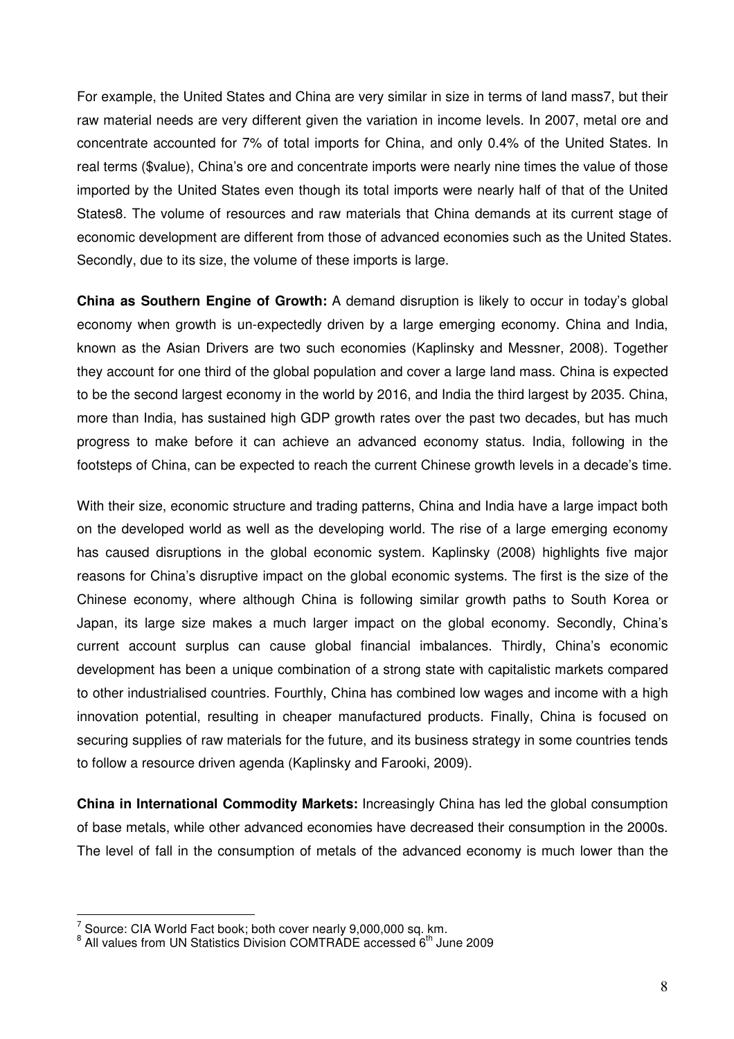For example, the United States and China are very similar in size in terms of land mass[7], but their raw material needs are very different given the variation in income levels. In 2007, metal ore and concentrate accounted for 7% of total imports for China, and only 0.4% of the United States. In real terms ($value), China's ore and concentrate imports were nearly nine times the value of those imported by the United States even though its total imports were nearly half of that of the United States[8]. The volume of resources and raw materials that China demands at its current stage of economic development are different from those of advanced economies such as the United States. Secondly, due to its size, the volume of these imports is large.

**China as Southern Engine of Growth:** A demand disruption is likely to occur in today's global economy when growth is un-expectedly driven by a large emerging economy. China and India, known as the Asian Drivers are two such economies (Kaplinsky and Messner, 2008). Together they account for one third of the global population and cover a large land mass. China is expected to be the second largest economy in the world by 2016, and India the third largest by 2035. China, more than India, has sustained high GDP growth rates over the past two decades, but has much progress to make before it can achieve an advanced economy status. India, following in the footsteps of China, can be expected to reach the current Chinese growth levels in a decade's time.

With their size, economic structure and trading patterns, China and India have a large impact both on the developed world as well as the developing world. The rise of a large emerging economy has caused disruptions in the global economic system. Kaplinsky (2008) highlights five major reasons for China's disruptive impact on the global economic systems. The first is the size of the Chinese economy, where although China is following similar growth paths to South Korea or Japan, its large size makes a much larger impact on the global economy. Secondly, China's current account surplus can cause global financial imbalances. Thirdly, China's economic development has been a unique combination of a strong state with capitalistic markets compared to other industrialised countries. Fourthly, China has combined low wages and income with a high innovation potential, resulting in cheaper manufactured products. Finally, China is focused on securing supplies of raw materials for the future, and its business strategy in some countries tends to follow a resource driven agenda (Kaplinsky and Farooki, 2009).

**China in International Commodity Markets:** Increasingly China has led the global consumption of base metals, while other advanced economies have decreased their consumption in the 2000s. The level of fall in the consumption of metals of the advanced economy is much lower than the

---

[7] Source: CIA World Fact book; both cover nearly 9,000,000 sq. km.

[8] All values from UN Statistics Division COMTRADE accessed 6th June 2009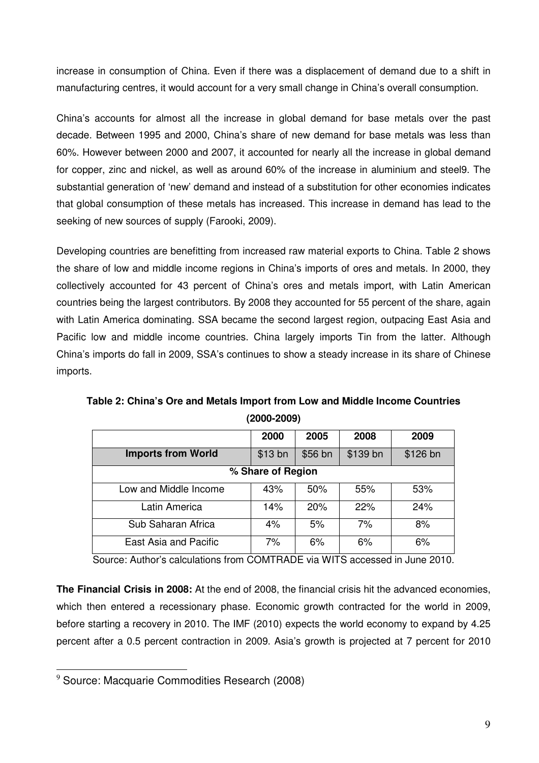increase in consumption of China. Even if there was a displacement of demand due to a shift in manufacturing centres, it would account for a very small change in China's overall consumption.

China's accounts for almost all the increase in global demand for base metals over the past decade. Between 1995 and 2000, China's share of new demand for base metals was less than 60%. However between 2000 and 2007, it accounted for nearly all the increase in global demand for copper, zinc and nickel, as well as around 60% of the increase in aluminium and steel[9]. The substantial generation of 'new' demand and instead of a substitution for other economies indicates that global consumption of these metals has increased. This increase in demand has lead to the seeking of new sources of supply (Farooki, 2009).

Developing countries are benefitting from increased raw material exports to China. Table 2 shows the share of low and middle income regions in China's imports of ores and metals. In 2000, they collectively accounted for 43 percent of China's ores and metals import, with Latin American countries being the largest contributors. By 2008 they accounted for 55 percent of the share, again with Latin America dominating. SSA became the second largest region, outpacing East Asia and Pacific low and middle income countries. China largely imports Tin from the latter. Although China's imports do fall in 2009, SSA's continues to show a steady increase in its share of Chinese imports.

**Table 2: China's Ore and Metals Import from Low and Middle Income Countries (2000-2009)**

| | 2000 | 2005 | 2008 | 2009 |
|---|---|---|---|---|
| **Imports from World** | $13 bn | $56 bn | $139 bn | $126 bn |
| **% Share of Region** | | | | |
| Low and Middle Income | 43% | 50% | 55% | 53% |
| Latin America | 14% | 20% | 22% | 24% |
| Sub Saharan Africa | 4% | 5% | 7% | 8% |
| East Asia and Pacific | 7% | 6% | 6% | 6% |

Source: Author's calculations from COMTRADE via WITS accessed in June 2010.

**The Financial Crisis in 2008:** At the end of 2008, the financial crisis hit the advanced economies, which then entered a recessionary phase. Economic growth contracted for the world in 2009, before starting a recovery in 2010. The IMF (2010) expects the world economy to expand by 4.25 percent after a 0.5 percent contraction in 2009. Asia's growth is projected at 7 percent for 2010

[9] Source: Macquarie Commodities Research (2008)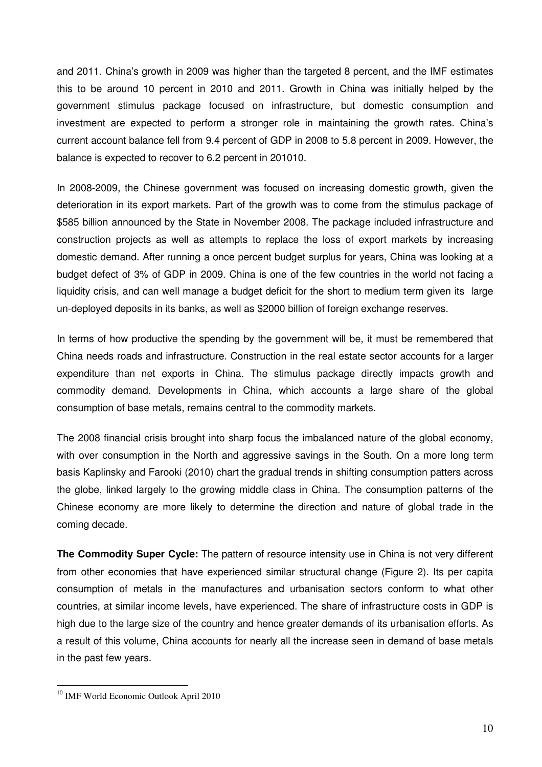and 2011. China's growth in 2009 was higher than the targeted 8 percent, and the IMF estimates this to be around 10 percent in 2010 and 2011. Growth in China was initially helped by the government stimulus package focused on infrastructure, but domestic consumption and investment are expected to perform a stronger role in maintaining the growth rates. China's current account balance fell from 9.4 percent of GDP in 2008 to 5.8 percent in 2009. However, the balance is expected to recover to 6.2 percent in 2010[10].

In 2008-2009, the Chinese government was focused on increasing domestic growth, given the deterioration in its export markets. Part of the growth was to come from the stimulus package of $585 billion announced by the State in November 2008. The package included infrastructure and construction projects as well as attempts to replace the loss of export markets by increasing domestic demand. After running a once percent budget surplus for years, China was looking at a budget defect of 3% of GDP in 2009. China is one of the few countries in the world not facing a liquidity crisis, and can well manage a budget deficit for the short to medium term given its large un-deployed deposits in its banks, as well as $2000 billion of foreign exchange reserves.

In terms of how productive the spending by the government will be, it must be remembered that China needs roads and infrastructure. Construction in the real estate sector accounts for a larger expenditure than net exports in China. The stimulus package directly impacts growth and commodity demand. Developments in China, which accounts a large share of the global consumption of base metals, remains central to the commodity markets.

The 2008 financial crisis brought into sharp focus the imbalanced nature of the global economy, with over consumption in the North and aggressive savings in the South. On a more long term basis Kaplinsky and Farooki (2010) chart the gradual trends in shifting consumption patters across the globe, linked largely to the growing middle class in China. The consumption patterns of the Chinese economy are more likely to determine the direction and nature of global trade in the coming decade.

**The Commodity Super Cycle:** The pattern of resource intensity use in China is not very different from other economies that have experienced similar structural change (Figure 2). Its per capita consumption of metals in the manufactures and urbanisation sectors conform to what other countries, at similar income levels, have experienced. The share of infrastructure costs in GDP is high due to the large size of the country and hence greater demands of its urbanisation efforts. As a result of this volume, China accounts for nearly all the increase seen in demand of base metals in the past few years.

[10] IMF World Economic Outlook April 2010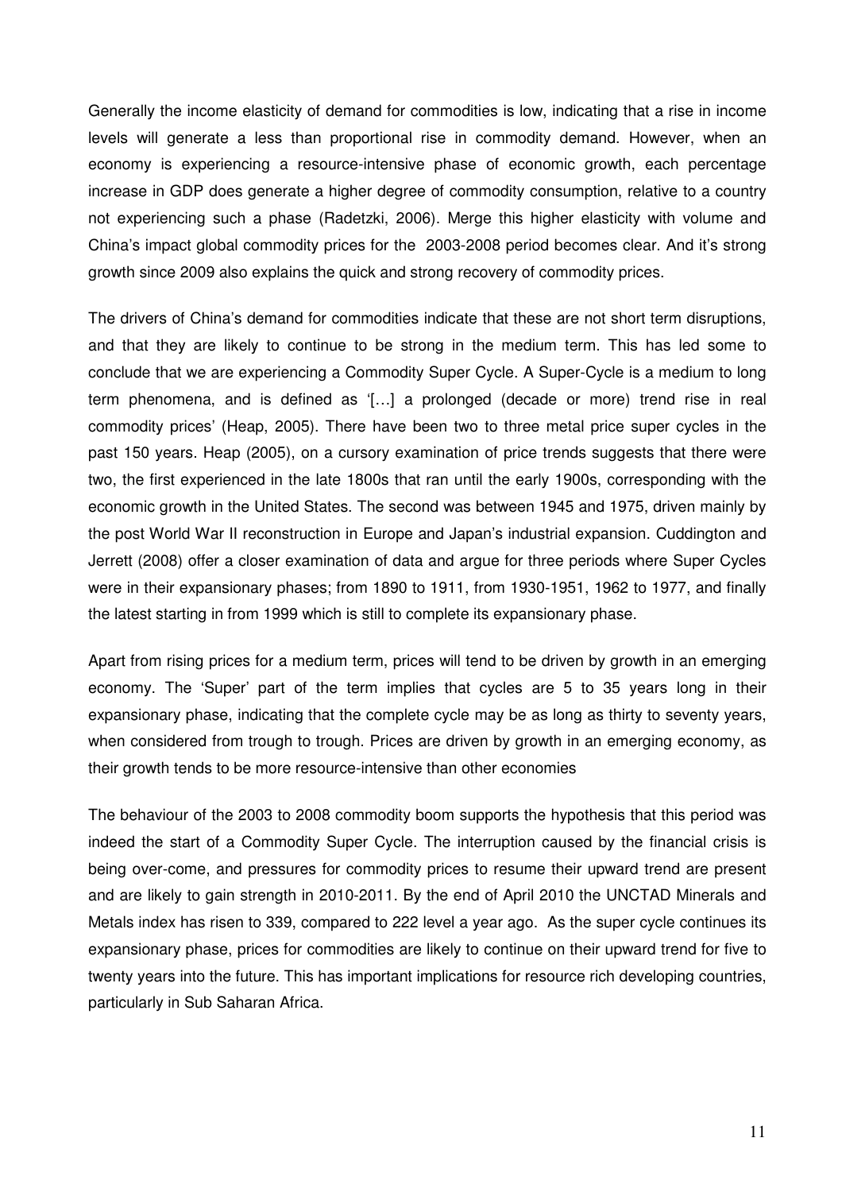Generally the income elasticity of demand for commodities is low, indicating that a rise in income levels will generate a less than proportional rise in commodity demand. However, when an economy is experiencing a resource-intensive phase of economic growth, each percentage increase in GDP does generate a higher degree of commodity consumption, relative to a country not experiencing such a phase (Radetzki, 2006). Merge this higher elasticity with volume and China's impact global commodity prices for the 2003-2008 period becomes clear. And it's strong growth since 2009 also explains the quick and strong recovery of commodity prices.

The drivers of China's demand for commodities indicate that these are not short term disruptions, and that they are likely to continue to be strong in the medium term. This has led some to conclude that we are experiencing a Commodity Super Cycle. A Super-Cycle is a medium to long term phenomena, and is defined as '[…] a prolonged (decade or more) trend rise in real commodity prices' (Heap, 2005). There have been two to three metal price super cycles in the past 150 years. Heap (2005), on a cursory examination of price trends suggests that there were two, the first experienced in the late 1800s that ran until the early 1900s, corresponding with the economic growth in the United States. The second was between 1945 and 1975, driven mainly by the post World War II reconstruction in Europe and Japan's industrial expansion. Cuddington and Jerrett (2008) offer a closer examination of data and argue for three periods where Super Cycles were in their expansionary phases; from 1890 to 1911, from 1930-1951, 1962 to 1977, and finally the latest starting in from 1999 which is still to complete its expansionary phase.

Apart from rising prices for a medium term, prices will tend to be driven by growth in an emerging economy. The 'Super' part of the term implies that cycles are 5 to 35 years long in their expansionary phase, indicating that the complete cycle may be as long as thirty to seventy years, when considered from trough to trough. Prices are driven by growth in an emerging economy, as their growth tends to be more resource-intensive than other economies

The behaviour of the 2003 to 2008 commodity boom supports the hypothesis that this period was indeed the start of a Commodity Super Cycle. The interruption caused by the financial crisis is being over-come, and pressures for commodity prices to resume their upward trend are present and are likely to gain strength in 2010-2011. By the end of April 2010 the UNCTAD Minerals and Metals index has risen to 339, compared to 222 level a year ago. As the super cycle continues its expansionary phase, prices for commodities are likely to continue on their upward trend for five to twenty years into the future. This has important implications for resource rich developing countries, particularly in Sub Saharan Africa.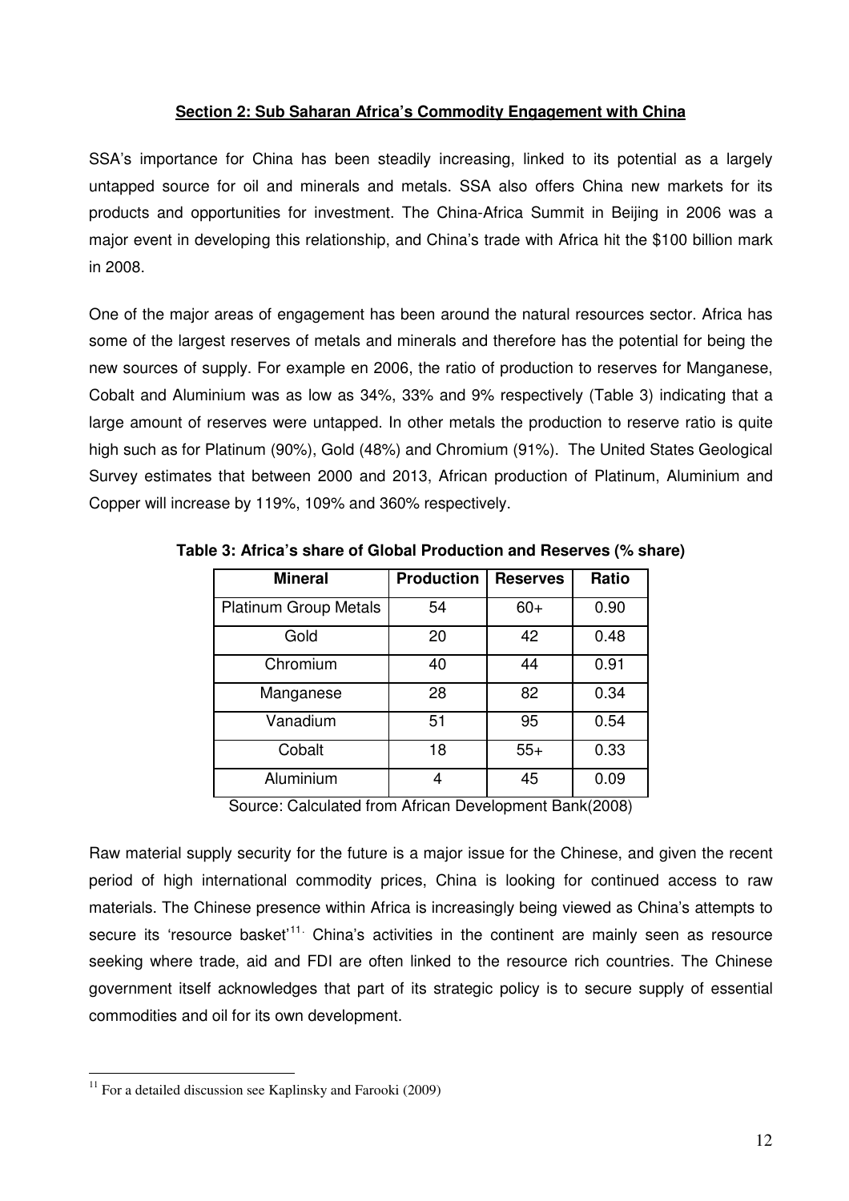## Section 2: Sub Saharan Africa's Commodity Engagement with China

SSA's importance for China has been steadily increasing, linked to its potential as a largely untapped source for oil and minerals and metals. SSA also offers China new markets for its products and opportunities for investment. The China-Africa Summit in Beijing in 2006 was a major event in developing this relationship, and China's trade with Africa hit the $100 billion mark in 2008.

One of the major areas of engagement has been around the natural resources sector. Africa has some of the largest reserves of metals and minerals and therefore has the potential for being the new sources of supply. For example en 2006, the ratio of production to reserves for Manganese, Cobalt and Aluminium was as low as 34%, 33% and 9% respectively (Table 3) indicating that a large amount of reserves were untapped. In other metals the production to reserve ratio is quite high such as for Platinum (90%), Gold (48%) and Chromium (91%). The United States Geological Survey estimates that between 2000 and 2013, African production of Platinum, Aluminium and Copper will increase by 119%, 109% and 360% respectively.

**Table 3: Africa's share of Global Production and Reserves (% share)**

| Mineral | Production | Reserves | Ratio |
|---|---|---|---|
| Platinum Group Metals | 54 | 60+ | 0.90 |
| Gold | 20 | 42 | 0.48 |
| Chromium | 40 | 44 | 0.91 |
| Manganese | 28 | 82 | 0.34 |
| Vanadium | 51 | 95 | 0.54 |
| Cobalt | 18 | 55+ | 0.33 |
| Aluminium | 4 | 45 | 0.09 |

Source: Calculated from African Development Bank(2008)

Raw material supply security for the future is a major issue for the Chinese, and given the recent period of high international commodity prices, China is looking for continued access to raw materials. The Chinese presence within Africa is increasingly being viewed as China's attempts to secure its 'resource basket'[11]. China's activities in the continent are mainly seen as resource seeking where trade, aid and FDI are often linked to the resource rich countries. The Chinese government itself acknowledges that part of its strategic policy is to secure supply of essential commodities and oil for its own development.

[11] For a detailed discussion see Kaplinsky and Farooki (2009)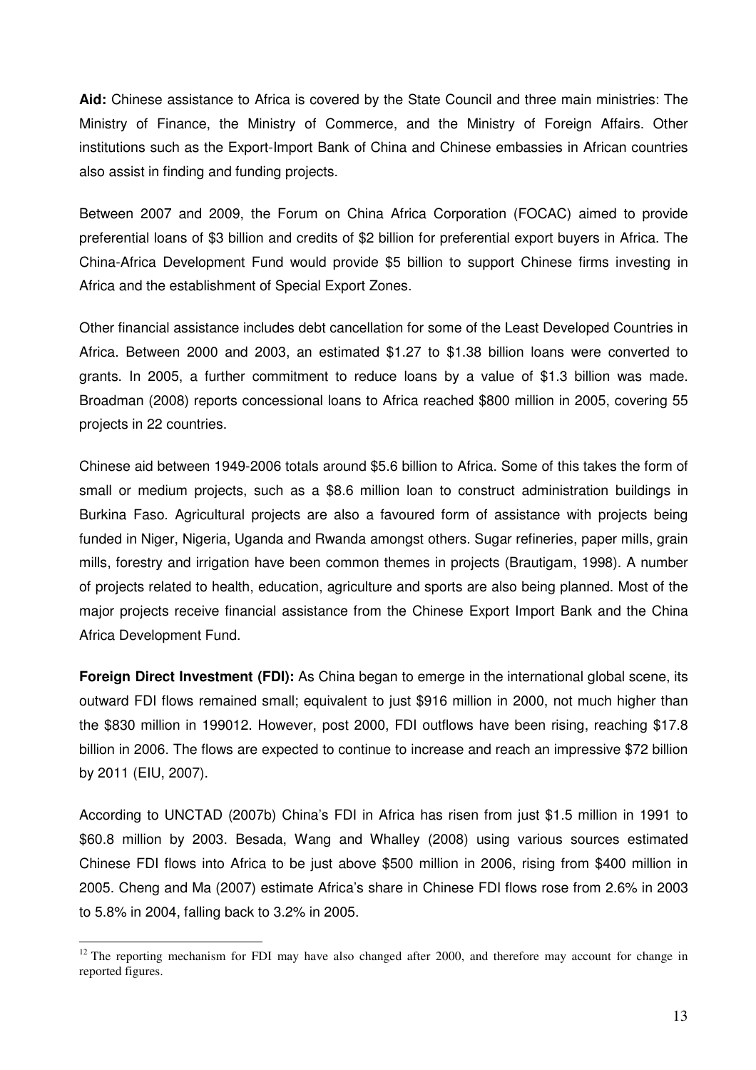**Aid:** Chinese assistance to Africa is covered by the State Council and three main ministries: The Ministry of Finance, the Ministry of Commerce, and the Ministry of Foreign Affairs. Other institutions such as the Export-Import Bank of China and Chinese embassies in African countries also assist in finding and funding projects.

Between 2007 and 2009, the Forum on China Africa Corporation (FOCAC) aimed to provide preferential loans of $3 billion and credits of $2 billion for preferential export buyers in Africa. The China-Africa Development Fund would provide $5 billion to support Chinese firms investing in Africa and the establishment of Special Export Zones.

Other financial assistance includes debt cancellation for some of the Least Developed Countries in Africa. Between 2000 and 2003, an estimated $1.27 to $1.38 billion loans were converted to grants. In 2005, a further commitment to reduce loans by a value of $1.3 billion was made. Broadman (2008) reports concessional loans to Africa reached $800 million in 2005, covering 55 projects in 22 countries.

Chinese aid between 1949-2006 totals around $5.6 billion to Africa. Some of this takes the form of small or medium projects, such as a $8.6 million loan to construct administration buildings in Burkina Faso. Agricultural projects are also a favoured form of assistance with projects being funded in Niger, Nigeria, Uganda and Rwanda amongst others. Sugar refineries, paper mills, grain mills, forestry and irrigation have been common themes in projects (Brautigam, 1998). A number of projects related to health, education, agriculture and sports are also being planned. Most of the major projects receive financial assistance from the Chinese Export Import Bank and the China Africa Development Fund.

**Foreign Direct Investment (FDI):** As China began to emerge in the international global scene, its outward FDI flows remained small; equivalent to just $916 million in 2000, not much higher than the $830 million in 1990[12]. However, post 2000, FDI outflows have been rising, reaching $17.8 billion in 2006. The flows are expected to continue to increase and reach an impressive $72 billion by 2011 (EIU, 2007).

According to UNCTAD (2007b) China's FDI in Africa has risen from just $1.5 million in 1991 to $60.8 million by 2003. Besada, Wang and Whalley (2008) using various sources estimated Chinese FDI flows into Africa to be just above $500 million in 2006, rising from $400 million in 2005. Cheng and Ma (2007) estimate Africa's share in Chinese FDI flows rose from 2.6% in 2003 to 5.8% in 2004, falling back to 3.2% in 2005.

[12] The reporting mechanism for FDI may have also changed after 2000, and therefore may account for change in reported figures.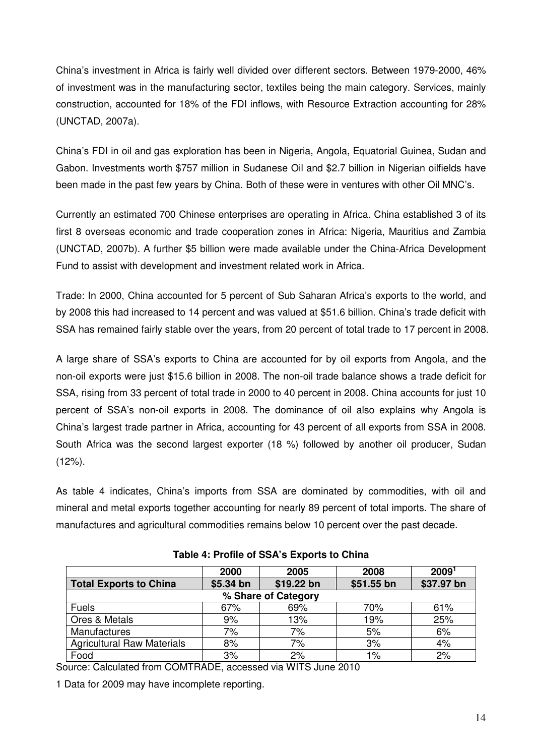China's investment in Africa is fairly well divided over different sectors. Between 1979-2000, 46% of investment was in the manufacturing sector, textiles being the main category. Services, mainly construction, accounted for 18% of the FDI inflows, with Resource Extraction accounting for 28% (UNCTAD, 2007a).

China's FDI in oil and gas exploration has been in Nigeria, Angola, Equatorial Guinea, Sudan and Gabon. Investments worth $757 million in Sudanese Oil and $2.7 billion in Nigerian oilfields have been made in the past few years by China. Both of these were in ventures with other Oil MNC's.

Currently an estimated 700 Chinese enterprises are operating in Africa. China established 3 of its first 8 overseas economic and trade cooperation zones in Africa: Nigeria, Mauritius and Zambia (UNCTAD, 2007b). A further $5 billion were made available under the China-Africa Development Fund to assist with development and investment related work in Africa.

Trade: In 2000, China accounted for 5 percent of Sub Saharan Africa's exports to the world, and by 2008 this had increased to 14 percent and was valued at $51.6 billion. China's trade deficit with SSA has remained fairly stable over the years, from 20 percent of total trade to 17 percent in 2008.

A large share of SSA's exports to China are accounted for by oil exports from Angola, and the non-oil exports were just $15.6 billion in 2008. The non-oil trade balance shows a trade deficit for SSA, rising from 33 percent of total trade in 2000 to 40 percent in 2008. China accounts for just 10 percent of SSA's non-oil exports in 2008. The dominance of oil also explains why Angola is China's largest trade partner in Africa, accounting for 43 percent of all exports from SSA in 2008. South Africa was the second largest exporter (18 %) followed by another oil producer, Sudan (12%).

As table 4 indicates, China's imports from SSA are dominated by commodities, with oil and mineral and metal exports together accounting for nearly 89 percent of total imports. The share of manufactures and agricultural commodities remains below 10 percent over the past decade.

**Table 4: Profile of SSA's Exports to China**

| | 2000 | 2005 | 2008 | 2009[1] |
|---|---|---|---|---|
| **Total Exports to China** | **$5.34 bn** | **$19.22 bn** | **$51.55 bn** | **$37.97 bn** |
| **% Share of Category** | | | | |
| Fuels | 67% | 69% | 70% | 61% |
| Ores & Metals | 9% | 13% | 19% | 25% |
| Manufactures | 7% | 7% | 5% | 6% |
| Agricultural Raw Materials | 8% | 7% | 3% | 4% |
| Food | 3% | 2% | 1% | 2% |

Source: Calculated from COMTRADE, accessed via WITS June 2010

1 Data for 2009 may have incomplete reporting.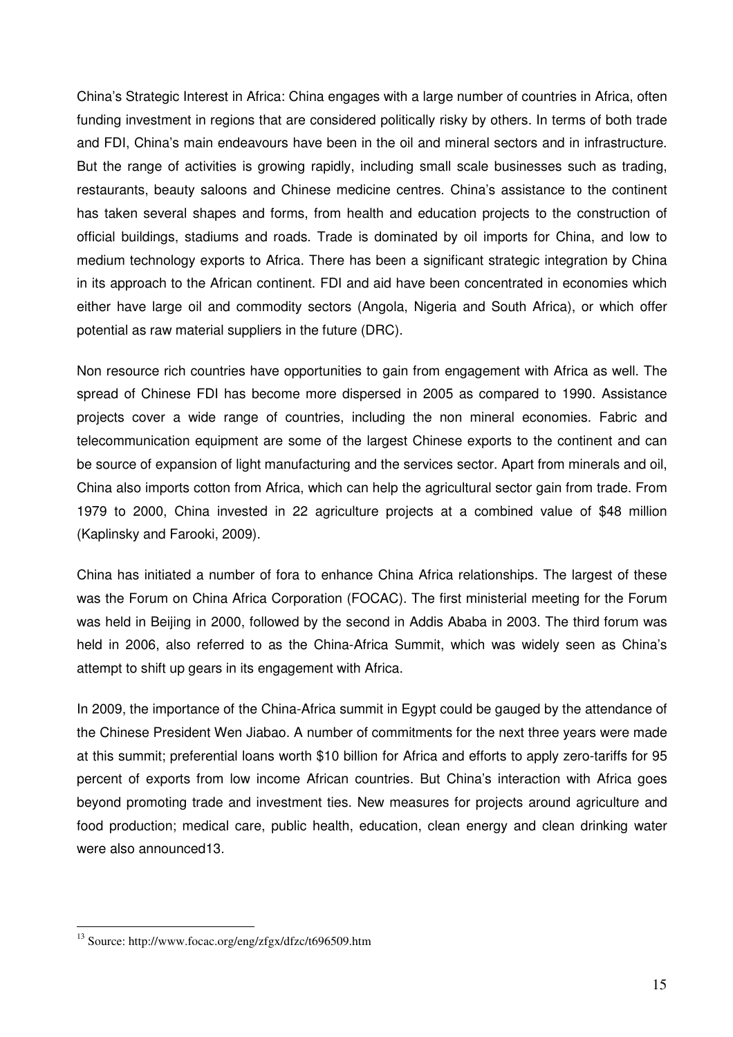China's Strategic Interest in Africa: China engages with a large number of countries in Africa, often funding investment in regions that are considered politically risky by others. In terms of both trade and FDI, China's main endeavours have been in the oil and mineral sectors and in infrastructure. But the range of activities is growing rapidly, including small scale businesses such as trading, restaurants, beauty saloons and Chinese medicine centres. China's assistance to the continent has taken several shapes and forms, from health and education projects to the construction of official buildings, stadiums and roads. Trade is dominated by oil imports for China, and low to medium technology exports to Africa. There has been a significant strategic integration by China in its approach to the African continent. FDI and aid have been concentrated in economies which either have large oil and commodity sectors (Angola, Nigeria and South Africa), or which offer potential as raw material suppliers in the future (DRC).

Non resource rich countries have opportunities to gain from engagement with Africa as well. The spread of Chinese FDI has become more dispersed in 2005 as compared to 1990. Assistance projects cover a wide range of countries, including the non mineral economies. Fabric and telecommunication equipment are some of the largest Chinese exports to the continent and can be source of expansion of light manufacturing and the services sector. Apart from minerals and oil, China also imports cotton from Africa, which can help the agricultural sector gain from trade. From 1979 to 2000, China invested in 22 agriculture projects at a combined value of $48 million (Kaplinsky and Farooki, 2009).

China has initiated a number of fora to enhance China Africa relationships. The largest of these was the Forum on China Africa Corporation (FOCAC). The first ministerial meeting for the Forum was held in Beijing in 2000, followed by the second in Addis Ababa in 2003. The third forum was held in 2006, also referred to as the China-Africa Summit, which was widely seen as China's attempt to shift up gears in its engagement with Africa.

In 2009, the importance of the China-Africa summit in Egypt could be gauged by the attendance of the Chinese President Wen Jiabao. A number of commitments for the next three years were made at this summit; preferential loans worth $10 billion for Africa and efforts to apply zero-tariffs for 95 percent of exports from low income African countries. But China's interaction with Africa goes beyond promoting trade and investment ties. New measures for projects around agriculture and food production; medical care, public health, education, clean energy and clean drinking water were also announced[13].

[13] Source: http://www.focac.org/eng/zfgx/dfzc/t696509.htm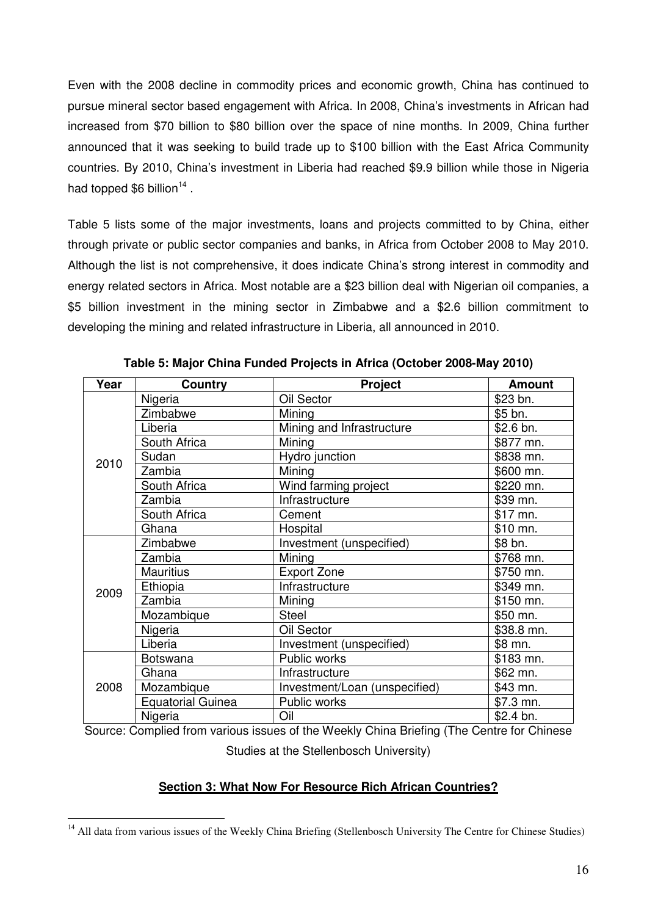Even with the 2008 decline in commodity prices and economic growth, China has continued to pursue mineral sector based engagement with Africa. In 2008, China's investments in African had increased from $70 billion to $80 billion over the space of nine months. In 2009, China further announced that it was seeking to build trade up to $100 billion with the East Africa Community countries. By 2010, China's investment in Liberia had reached $9.9 billion while those in Nigeria had topped $6 billion[14] .

Table 5 lists some of the major investments, loans and projects committed to by China, either through private or public sector companies and banks, in Africa from October 2008 to May 2010. Although the list is not comprehensive, it does indicate China's strong interest in commodity and energy related sectors in Africa. Most notable are a $23 billion deal with Nigerian oil companies, a $5 billion investment in the mining sector in Zimbabwe and a $2.6 billion commitment to developing the mining and related infrastructure in Liberia, all announced in 2010.

**Table 5: Major China Funded Projects in Africa (October 2008-May 2010)**

| Year | Country | Project | Amount |
|---|---|---|---|
| 2010 | Nigeria | Oil Sector | $23 bn. |
| | Zimbabwe | Mining | $5 bn. |
| | Liberia | Mining and Infrastructure | $2.6 bn. |
| | South Africa | Mining | $877 mn. |
| | Sudan | Hydro junction | $838 mn. |
| | Zambia | Mining | $600 mn. |
| | South Africa | Wind farming project | $220 mn. |
| | Zambia | Infrastructure | $39 mn. |
| | South Africa | Cement | $17 mn. |
| | Ghana | Hospital | $10 mn. |
| 2009 | Zimbabwe | Investment (unspecified) | $8 bn. |
| | Zambia | Mining | $768 mn. |
| | Mauritius | Export Zone | $750 mn. |
| | Ethiopia | Infrastructure | $349 mn. |
| | Zambia | Mining | $150 mn. |
| | Mozambique | Steel | $50 mn. |
| | Nigeria | Oil Sector | $38.8 mn. |
| | Liberia | Investment (unspecified) | $8 mn. |
| 2008 | Botswana | Public works | $183 mn. |
| | Ghana | Infrastructure | $62 mn. |
| | Mozambique | Investment/Loan (unspecified) | $43 mn. |
| | Equatorial Guinea | Public works | $7.3 mn. |
| | Nigeria | Oil | $2.4 bn. |

Source: Complied from various issues of the Weekly China Briefing (The Centre for Chinese Studies at the Stellenbosch University)

## **Section 3: What Now For Resource Rich African Countries?**

[14] All data from various issues of the Weekly China Briefing (Stellenbosch University The Centre for Chinese Studies)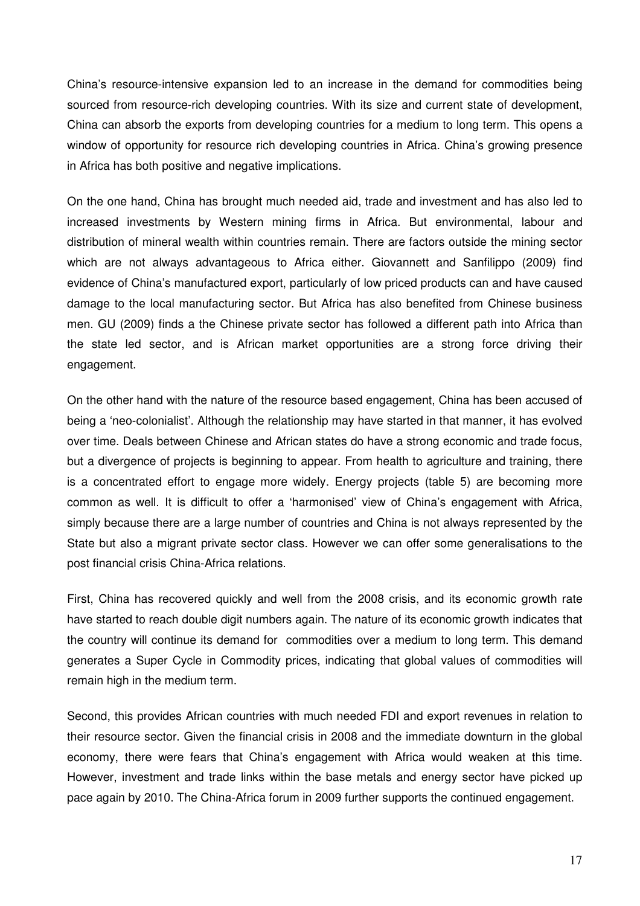China's resource-intensive expansion led to an increase in the demand for commodities being sourced from resource-rich developing countries. With its size and current state of development, China can absorb the exports from developing countries for a medium to long term. This opens a window of opportunity for resource rich developing countries in Africa. China's growing presence in Africa has both positive and negative implications.

On the one hand, China has brought much needed aid, trade and investment and has also led to increased investments by Western mining firms in Africa. But environmental, labour and distribution of mineral wealth within countries remain. There are factors outside the mining sector which are not always advantageous to Africa either. Giovannett and Sanfilippo (2009) find evidence of China's manufactured export, particularly of low priced products can and have caused damage to the local manufacturing sector. But Africa has also benefited from Chinese business men. GU (2009) finds a the Chinese private sector has followed a different path into Africa than the state led sector, and is African market opportunities are a strong force driving their engagement.

On the other hand with the nature of the resource based engagement, China has been accused of being a 'neo-colonialist'. Although the relationship may have started in that manner, it has evolved over time. Deals between Chinese and African states do have a strong economic and trade focus, but a divergence of projects is beginning to appear. From health to agriculture and training, there is a concentrated effort to engage more widely. Energy projects (table 5) are becoming more common as well. It is difficult to offer a 'harmonised' view of China's engagement with Africa, simply because there are a large number of countries and China is not always represented by the State but also a migrant private sector class. However we can offer some generalisations to the post financial crisis China-Africa relations.

First, China has recovered quickly and well from the 2008 crisis, and its economic growth rate have started to reach double digit numbers again. The nature of its economic growth indicates that the country will continue its demand for commodities over a medium to long term. This demand generates a Super Cycle in Commodity prices, indicating that global values of commodities will remain high in the medium term.

Second, this provides African countries with much needed FDI and export revenues in relation to their resource sector. Given the financial crisis in 2008 and the immediate downturn in the global economy, there were fears that China's engagement with Africa would weaken at this time. However, investment and trade links within the base metals and energy sector have picked up pace again by 2010. The China-Africa forum in 2009 further supports the continued engagement.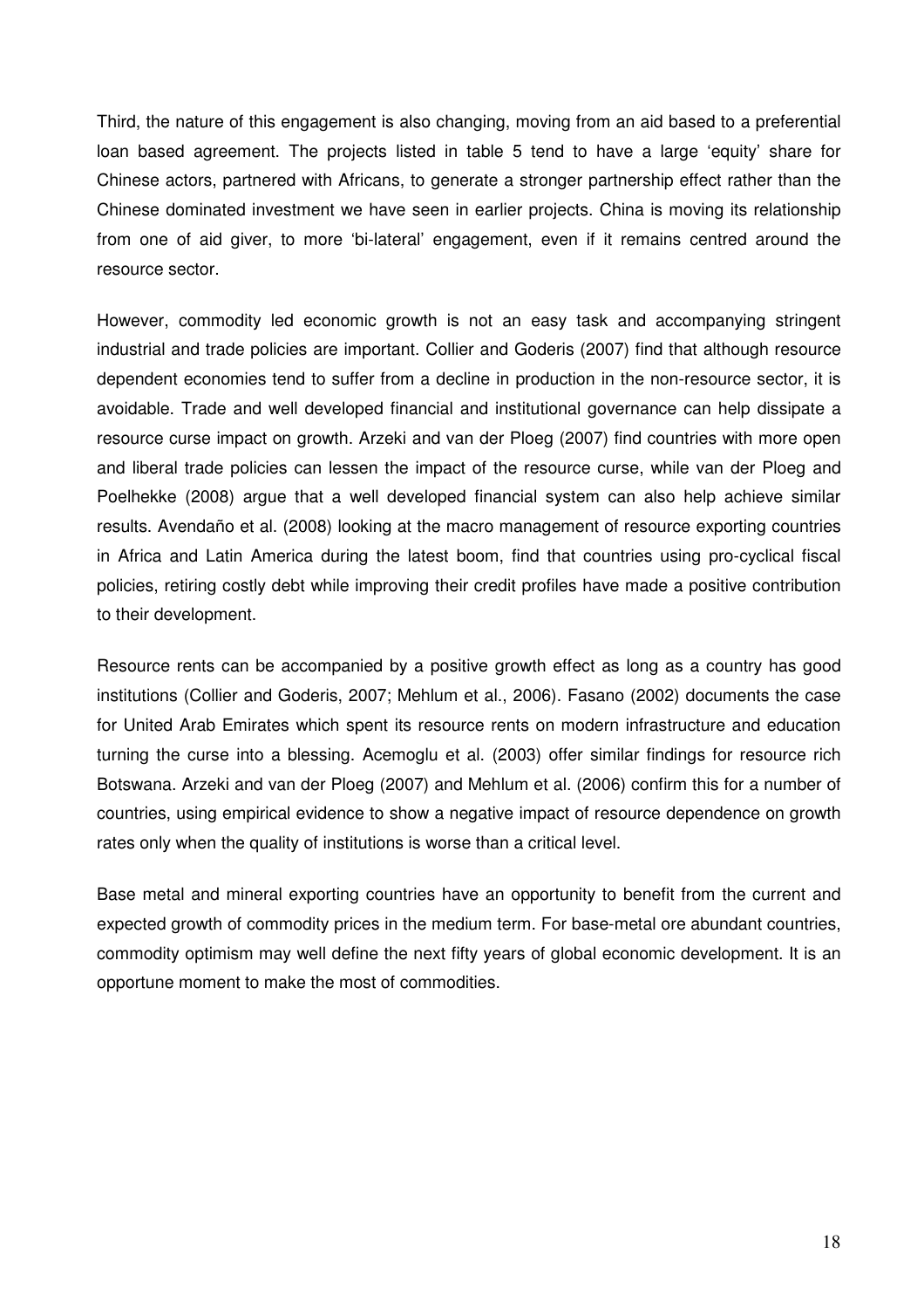Third, the nature of this engagement is also changing, moving from an aid based to a preferential loan based agreement. The projects listed in table 5 tend to have a large 'equity' share for Chinese actors, partnered with Africans, to generate a stronger partnership effect rather than the Chinese dominated investment we have seen in earlier projects. China is moving its relationship from one of aid giver, to more 'bi-lateral' engagement, even if it remains centred around the resource sector.

However, commodity led economic growth is not an easy task and accompanying stringent industrial and trade policies are important. Collier and Goderis (2007) find that although resource dependent economies tend to suffer from a decline in production in the non-resource sector, it is avoidable. Trade and well developed financial and institutional governance can help dissipate a resource curse impact on growth. Arzeki and van der Ploeg (2007) find countries with more open and liberal trade policies can lessen the impact of the resource curse, while van der Ploeg and Poelhekke (2008) argue that a well developed financial system can also help achieve similar results. Avendaño et al. (2008) looking at the macro management of resource exporting countries in Africa and Latin America during the latest boom, find that countries using pro-cyclical fiscal policies, retiring costly debt while improving their credit profiles have made a positive contribution to their development.

Resource rents can be accompanied by a positive growth effect as long as a country has good institutions (Collier and Goderis, 2007; Mehlum et al., 2006). Fasano (2002) documents the case for United Arab Emirates which spent its resource rents on modern infrastructure and education turning the curse into a blessing. Acemoglu et al. (2003) offer similar findings for resource rich Botswana. Arzeki and van der Ploeg (2007) and Mehlum et al. (2006) confirm this for a number of countries, using empirical evidence to show a negative impact of resource dependence on growth rates only when the quality of institutions is worse than a critical level.

Base metal and mineral exporting countries have an opportunity to benefit from the current and expected growth of commodity prices in the medium term. For base-metal ore abundant countries, commodity optimism may well define the next fifty years of global economic development. It is an opportune moment to make the most of commodities.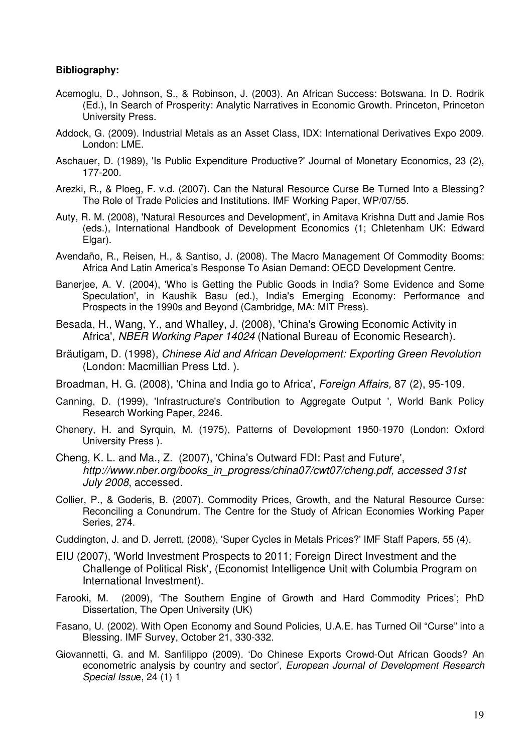**Bibliography:**

Acemoglu, D., Johnson, S., & Robinson, J. (2003). An African Success: Botswana. In D. Rodrik (Ed.), In Search of Prosperity: Analytic Narratives in Economic Growth. Princeton, Princeton University Press.

Addock, G. (2009). Industrial Metals as an Asset Class, IDX: International Derivatives Expo 2009. London: LME.

Aschauer, D. (1989), 'Is Public Expenditure Productive?' Journal of Monetary Economics, 23 (2), 177-200.

Arezki, R., & Ploeg, F. v.d. (2007). Can the Natural Resource Curse Be Turned Into a Blessing? The Role of Trade Policies and Institutions. IMF Working Paper, WP/07/55.

Auty, R. M. (2008), 'Natural Resources and Development', in Amitava Krishna Dutt and Jamie Ros (eds.), International Handbook of Development Economics (1; Chletenham UK: Edward Elgar).

Avendaño, R., Reisen, H., & Santiso, J. (2008). The Macro Management Of Commodity Booms: Africa And Latin America's Response To Asian Demand: OECD Development Centre.

Banerjee, A. V. (2004), 'Who is Getting the Public Goods in India? Some Evidence and Some Speculation', in Kaushik Basu (ed.), India's Emerging Economy: Performance and Prospects in the 1990s and Beyond (Cambridge, MA: MIT Press).

Besada, H., Wang, Y., and Whalley, J. (2008), 'China's Growing Economic Activity in Africa', *NBER Working Paper 14024* (National Bureau of Economic Research).

Bräutigam, D. (1998), *Chinese Aid and African Development: Exporting Green Revolution* (London: Macmillian Press Ltd. ).

Broadman, H. G. (2008), 'China and India go to Africa', *Foreign Affairs,* 87 (2), 95-109.

Canning, D. (1999), 'Infrastructure's Contribution to Aggregate Output ', World Bank Policy Research Working Paper, 2246.

Chenery, H. and Syrquin, M. (1975), Patterns of Development 1950-1970 (London: Oxford University Press ).

Cheng, K. L. and Ma., Z. (2007), 'China's Outward FDI: Past and Future', *http://www.nber.org/books_in_progress/china07/cwt07/cheng.pdf, accessed 31st July 2008*, accessed.

Collier, P., & Goderis, B. (2007). Commodity Prices, Growth, and the Natural Resource Curse: Reconciling a Conundrum. The Centre for the Study of African Economies Working Paper Series, 274.

Cuddington, J. and D. Jerrett, (2008), 'Super Cycles in Metals Prices?' IMF Staff Papers, 55 (4).

EIU (2007), 'World Investment Prospects to 2011; Foreign Direct Investment and the Challenge of Political Risk', (Economist Intelligence Unit with Columbia Program on International Investment).

Farooki, M. (2009), 'The Southern Engine of Growth and Hard Commodity Prices'; PhD Dissertation, The Open University (UK)

Fasano, U. (2002). With Open Economy and Sound Policies, U.A.E. has Turned Oil "Curse" into a Blessing. IMF Survey, October 21, 330-332.

Giovannetti, G. and M. Sanfilippo (2009). 'Do Chinese Exports Crowd-Out African Goods? An econometric analysis by country and sector', *European Journal of Development Research Special Issue*, 24 (1) 1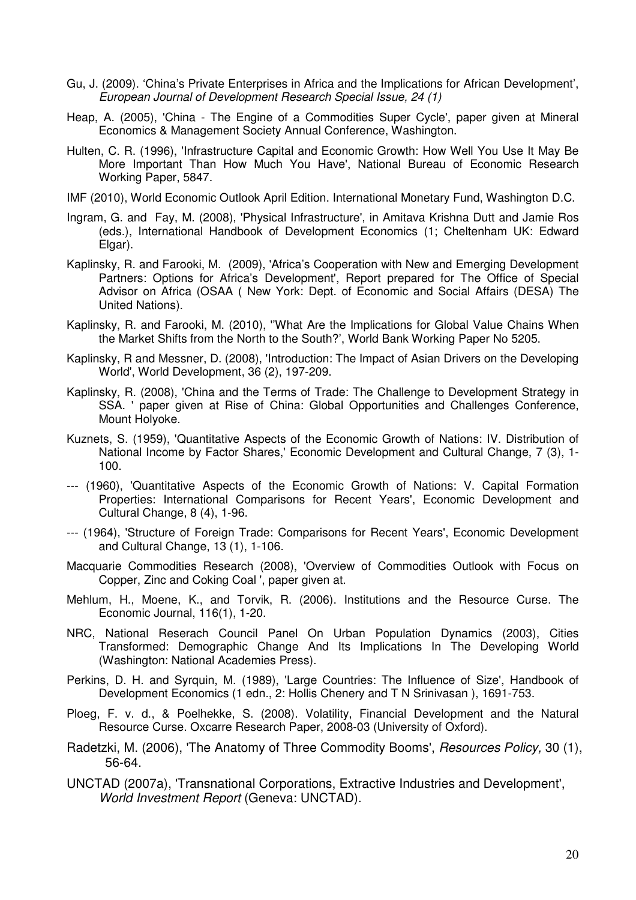Gu, J. (2009). 'China's Private Enterprises in Africa and the Implications for African Development', *European Journal of Development Research Special Issue, 24 (1)*

Heap, A. (2005), 'China - The Engine of a Commodities Super Cycle', paper given at Mineral Economics & Management Society Annual Conference, Washington.

Hulten, C. R. (1996), 'Infrastructure Capital and Economic Growth: How Well You Use It May Be More Important Than How Much You Have', National Bureau of Economic Research Working Paper, 5847.

IMF (2010), World Economic Outlook April Edition. International Monetary Fund, Washington D.C.

Ingram, G. and Fay, M. (2008), 'Physical Infrastructure', in Amitava Krishna Dutt and Jamie Ros (eds.), International Handbook of Development Economics (1; Cheltenham UK: Edward Elgar).

Kaplinsky, R. and Farooki, M. (2009), 'Africa's Cooperation with New and Emerging Development Partners: Options for Africa's Development', Report prepared for The Office of Special Advisor on Africa (OSAA ( New York: Dept. of Economic and Social Affairs (DESA) The United Nations).

Kaplinsky, R. and Farooki, M. (2010), ''What Are the Implications for Global Value Chains When the Market Shifts from the North to the South?', World Bank Working Paper No 5205.

Kaplinsky, R and Messner, D. (2008), 'Introduction: The Impact of Asian Drivers on the Developing World', World Development, 36 (2), 197-209.

Kaplinsky, R. (2008), 'China and the Terms of Trade: The Challenge to Development Strategy in SSA. ' paper given at Rise of China: Global Opportunities and Challenges Conference, Mount Holyoke.

Kuznets, S. (1959), 'Quantitative Aspects of the Economic Growth of Nations: IV. Distribution of National Income by Factor Shares,' Economic Development and Cultural Change, 7 (3), 1-100.

--- (1960), 'Quantitative Aspects of the Economic Growth of Nations: V. Capital Formation Properties: International Comparisons for Recent Years', Economic Development and Cultural Change, 8 (4), 1-96.

--- (1964), 'Structure of Foreign Trade: Comparisons for Recent Years', Economic Development and Cultural Change, 13 (1), 1-106.

Macquarie Commodities Research (2008), 'Overview of Commodities Outlook with Focus on Copper, Zinc and Coking Coal ', paper given at.

Mehlum, H., Moene, K., and Torvik, R. (2006). Institutions and the Resource Curse. The Economic Journal, 116(1), 1-20.

NRC, National Reserach Council Panel On Urban Population Dynamics (2003), Cities Transformed: Demographic Change And Its Implications In The Developing World (Washington: National Academies Press).

Perkins, D. H. and Syrquin, M. (1989), 'Large Countries: The Influence of Size', Handbook of Development Economics (1 edn., 2: Hollis Chenery and T N Srinivasan ), 1691-753.

Ploeg, F. v. d., & Poelhekke, S. (2008). Volatility, Financial Development and the Natural Resource Curse. Oxcarre Research Paper, 2008-03 (University of Oxford).

Radetzki, M. (2006), 'The Anatomy of Three Commodity Booms', *Resources Policy,* 30 (1), 56-64.

UNCTAD (2007a), 'Transnational Corporations, Extractive Industries and Development', *World Investment Report* (Geneva: UNCTAD).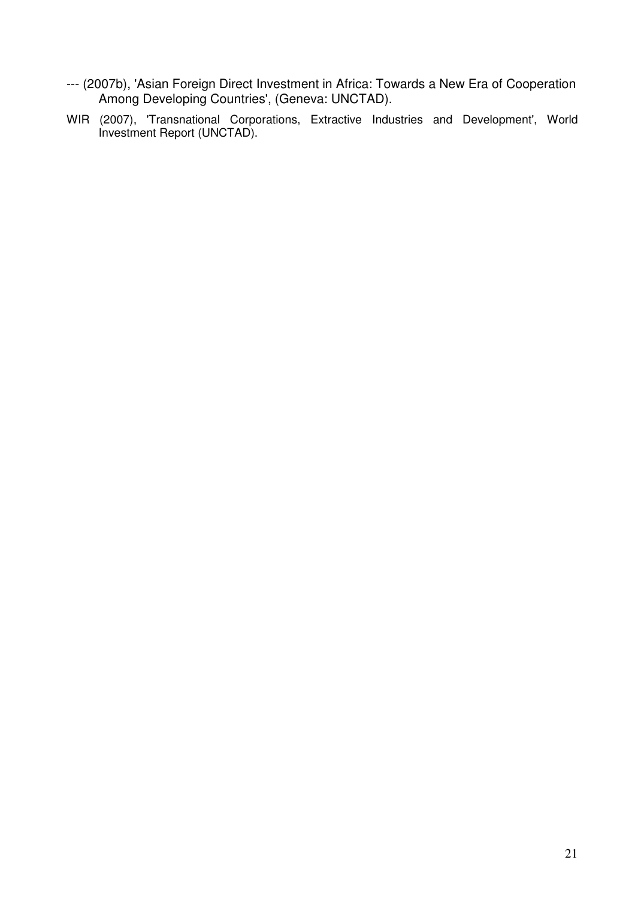--- (2007b), 'Asian Foreign Direct Investment in Africa: Towards a New Era of Cooperation Among Developing Countries', (Geneva: UNCTAD).

WIR (2007), 'Transnational Corporations, Extractive Industries and Development', World Investment Report (UNCTAD).